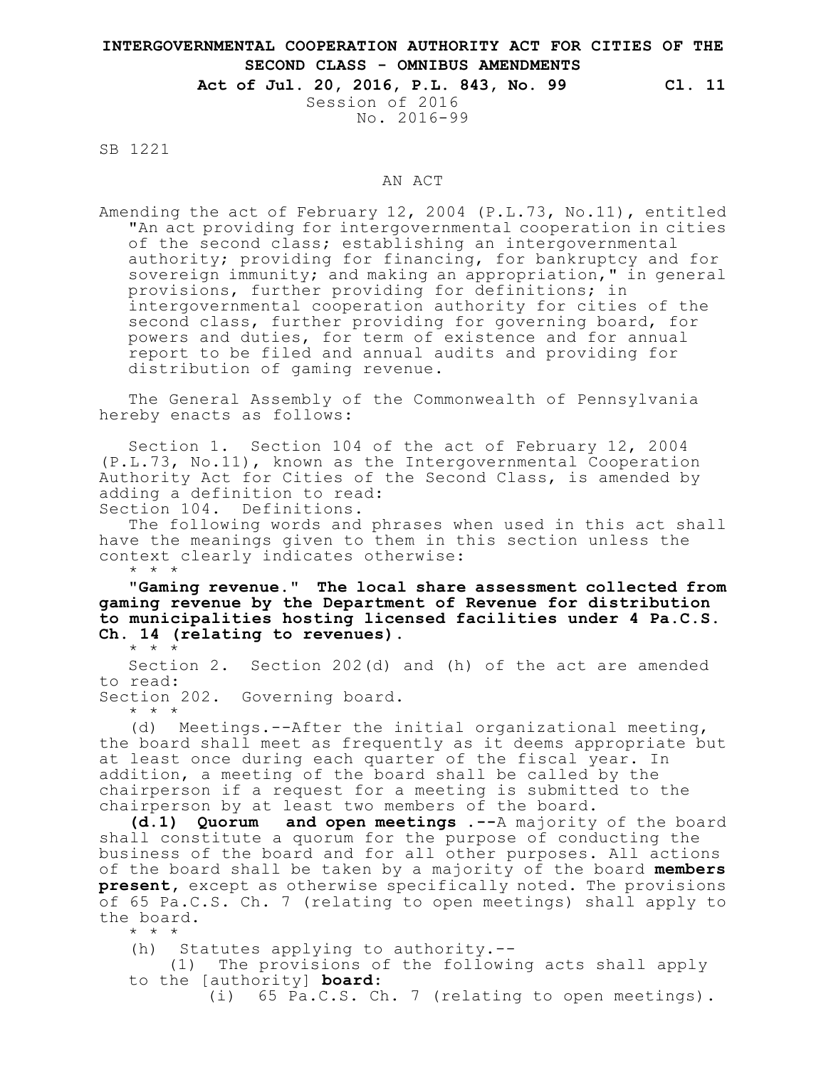# INTERGOVERNMENTAL COOPERATION AUTHORITY ACT FOR CITIES OF THE SECOND CLASS - OMNIBUS AMENDMENTS

**Act of Jul. 20, 2016, P.L. 843, No. 99 Cl. 11**

Session of 2016
No. 2016-99

SB 1221

AN ACT

Amending the act of February 12, 2004 (P.L.73, No.11), entitled "An act providing for intergovernmental cooperation in cities of the second class; establishing an intergovernmental authority; providing for financing, for bankruptcy and for sovereign immunity; and making an appropriation," in general provisions, further providing for definitions; in intergovernmental cooperation authority for cities of the second class, further providing for governing board, for powers and duties, for term of existence and for annual report to be filed and annual audits and providing for distribution of gaming revenue.

The General Assembly of the Commonwealth of Pennsylvania hereby enacts as follows:

Section 1. Section 104 of the act of February 12, 2004 (P.L.73, No.11), known as the Intergovernmental Cooperation Authority Act for Cities of the Second Class, is amended by adding a definition to read:

Section 104. Definitions.

The following words and phrases when used in this act shall have the meanings given to them in this section unless the context clearly indicates otherwise:

\* \* \*

**"Gaming revenue." The local share assessment collected from gaming revenue by the Department of Revenue for distribution to municipalities hosting licensed facilities under 4 Pa.C.S. Ch. 14 (relating to revenues).**

\* \* \*

Section 2. Section 202(d) and (h) of the act are amended to read:

Section 202. Governing board.

\* \* \*

(d) Meetings.--After the initial organizational meeting, the board shall meet as frequently as it deems appropriate but at least once during each quarter of the fiscal year. In addition, a meeting of the board shall be called by the chairperson if a request for a meeting is submitted to the chairperson by at least two members of the board.

**(d.1) Quorum and open meetings .--**A majority of the board shall constitute a quorum for the purpose of conducting the business of the board and for all other purposes. All actions of the board shall be taken by a majority of the board **members present**, except as otherwise specifically noted. The provisions of 65 Pa.C.S. Ch. 7 (relating to open meetings) shall apply to the board.

\* \* \*

(h) Statutes applying to authority.--

(1) The provisions of the following acts shall apply to the [authority] **board**:

(i) 65 Pa.C.S. Ch. 7 (relating to open meetings).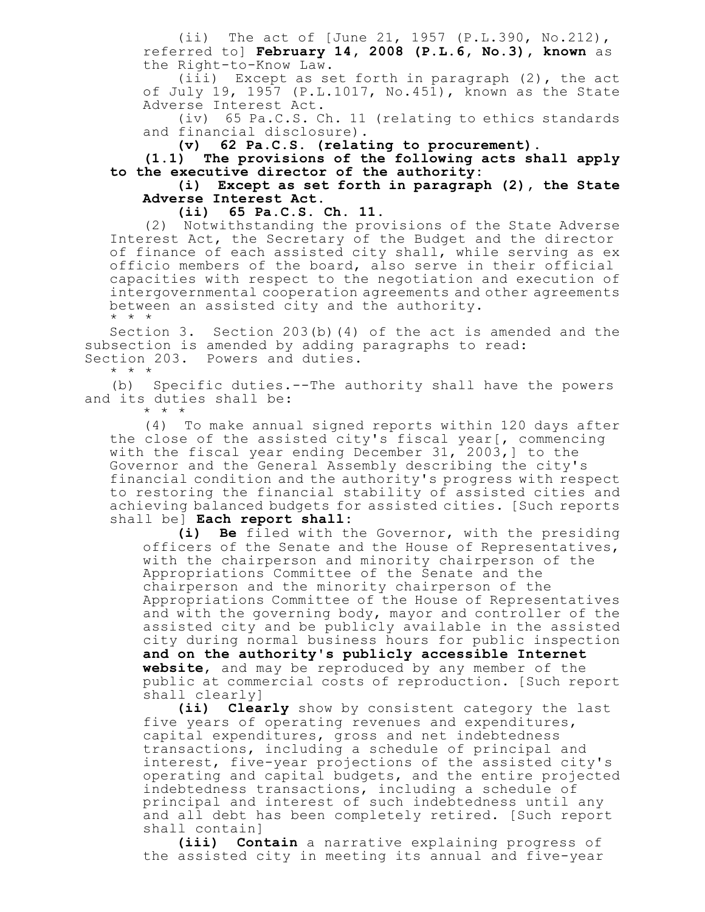(ii) The act of [June 21, 1957 (P.L.390, No.212), referred to] **February 14, 2008 (P.L.6, No.3), known** as the Right-to-Know Law.

(iii) Except as set forth in paragraph (2), the act of July 19, 1957 (P.L.1017, No.451), known as the State Adverse Interest Act.

(iv) 65 Pa.C.S. Ch. 11 (relating to ethics standards and financial disclosure).

**(v) 62 Pa.C.S. (relating to procurement).**

**(1.1) The provisions of the following acts shall apply to the executive director of the authority:**

**(i) Except as set forth in paragraph (2), the State Adverse Interest Act.**

**(ii) 65 Pa.C.S. Ch. 11.**

(2) Notwithstanding the provisions of the State Adverse Interest Act, the Secretary of the Budget and the director of finance of each assisted city shall, while serving as ex officio members of the board, also serve in their official capacities with respect to the negotiation and execution of intergovernmental cooperation agreements and other agreements between an assisted city and the authority.

\* \* \*

Section 3. Section 203(b)(4) of the act is amended and the subsection is amended by adding paragraphs to read:

Section 203. Powers and duties.

\* \* \*

(b) Specific duties.--The authority shall have the powers and its duties shall be:

\* \* \*

(4) To make annual signed reports within 120 days after the close of the assisted city's fiscal year[, commencing with the fiscal year ending December 31, 2003,] to the Governor and the General Assembly describing the city's financial condition and the authority's progress with respect to restoring the financial stability of assisted cities and achieving balanced budgets for assisted cities. [Such reports shall be] **Each report shall:**

**(i) Be** filed with the Governor, with the presiding officers of the Senate and the House of Representatives, with the chairperson and minority chairperson of the Appropriations Committee of the Senate and the chairperson and the minority chairperson of the Appropriations Committee of the House of Representatives and with the governing body, mayor and controller of the assisted city and be publicly available in the assisted city during normal business hours for public inspection **and on the authority's publicly accessible Internet website**, and may be reproduced by any member of the public at commercial costs of reproduction. [Such report shall clearly]

**(ii) Clearly** show by consistent category the last five years of operating revenues and expenditures, capital expenditures, gross and net indebtedness transactions, including a schedule of principal and interest, five-year projections of the assisted city's operating and capital budgets, and the entire projected indebtedness transactions, including a schedule of principal and interest of such indebtedness until any and all debt has been completely retired. [Such report shall contain]

**(iii) Contain** a narrative explaining progress of the assisted city in meeting its annual and five-year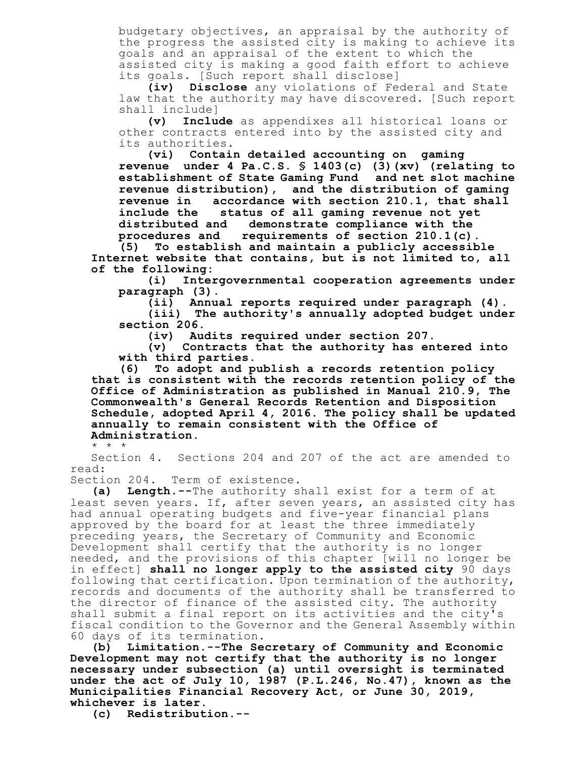budgetary objectives, an appraisal by the authority of the progress the assisted city is making to achieve its goals and an appraisal of the extent to which the assisted city is making a good faith effort to achieve its goals. [Such report shall disclose]

(iv) **Disclose** any violations of Federal and State law that the authority may have discovered. [Such report shall include]

(v) **Include** as appendixes all historical loans or other contracts entered into by the assisted city and its authorities.

**(vi) Contain detailed accounting on gaming revenue under 4 Pa.C.S. § 1403(c)(3)(xv) (relating to establishment of State Gaming Fund and net slot machine revenue distribution), and the distribution of gaming revenue in accordance with section 210.1, that shall include the status of all gaming revenue not yet distributed and demonstrate compliance with the procedures and requirements of section 210.1(c).**

**(5) To establish and maintain a publicly accessible Internet website that contains, but is not limited to, all of the following:**

**(i) Intergovernmental cooperation agreements under paragraph (3).**

**(ii) Annual reports required under paragraph (4).**

**(iii) The authority's annually adopted budget under section 206.**

**(iv) Audits required under section 207.**

**(v) Contracts that the authority has entered into with third parties.**

**(6) To adopt and publish a records retention policy that is consistent with the records retention policy of the Office of Administration as published in Manual 210.9, The Commonwealth's General Records Retention and Disposition Schedule, adopted April 4, 2016. The policy shall be updated annually to remain consistent with the Office of Administration.**

* * *

Section 4. Sections 204 and 207 of the act are amended to read:

Section 204. Term of existence.

**(a) Length.--**The authority shall exist for a term of at least seven years. If, after seven years, an assisted city has had annual operating budgets and five-year financial plans approved by the board for at least the three immediately preceding years, the Secretary of Community and Economic Development shall certify that the authority is no longer needed, and the provisions of this chapter [will no longer be in effect] **shall no longer apply to the assisted city** 90 days following that certification. Upon termination of the authority, records and documents of the authority shall be transferred to the director of finance of the assisted city. The authority shall submit a final report on its activities and the city's fiscal condition to the Governor and the General Assembly within 60 days of its termination.

**(b) Limitation.--The Secretary of Community and Economic Development may not certify that the authority is no longer necessary under subsection (a) until oversight is terminated under the act of July 10, 1987 (P.L.246, No.47), known as the Municipalities Financial Recovery Act, or June 30, 2019, whichever is later.**

**(c) Redistribution.--**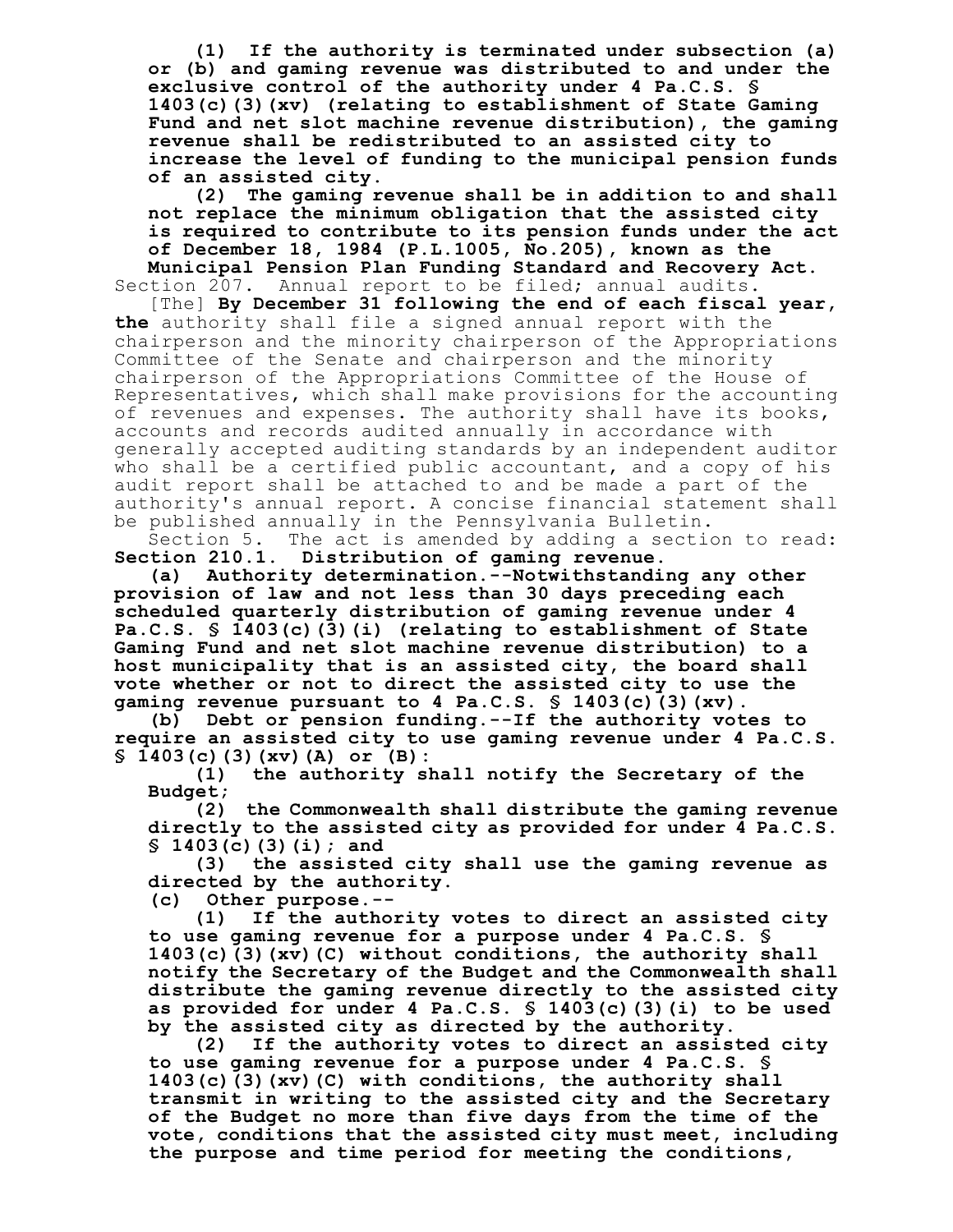**(1) If the authority is terminated under subsection (a) or (b) and gaming revenue was distributed to and under the exclusive control of the authority under 4 Pa.C.S. § 1403(c)(3)(xv) (relating to establishment of State Gaming Fund and net slot machine revenue distribution), the gaming revenue shall be redistributed to an assisted city to increase the level of funding to the municipal pension funds of an assisted city.**

**(2) The gaming revenue shall be in addition to and shall not replace the minimum obligation that the assisted city is required to contribute to its pension funds under the act of December 18, 1984 (P.L.1005, No.205), known as the Municipal Pension Plan Funding Standard and Recovery Act.**

Section 207. Annual report to be filed; annual audits.

[The] **By December 31 following the end of each fiscal year, the** authority shall file a signed annual report with the chairperson and the minority chairperson of the Appropriations Committee of the Senate and chairperson and the minority chairperson of the Appropriations Committee of the House of Representatives, which shall make provisions for the accounting of revenues and expenses. The authority shall have its books, accounts and records audited annually in accordance with generally accepted auditing standards by an independent auditor who shall be a certified public accountant, and a copy of his audit report shall be attached to and be made a part of the authority's annual report. A concise financial statement shall be published annually in the Pennsylvania Bulletin.

Section 5. The act is amended by adding a section to read:

**Section 210.1. Distribution of gaming revenue.**

**(a) Authority determination.--Notwithstanding any other provision of law and not less than 30 days preceding each scheduled quarterly distribution of gaming revenue under 4 Pa.C.S. § 1403(c)(3)(i) (relating to establishment of State Gaming Fund and net slot machine revenue distribution) to a host municipality that is an assisted city, the board shall vote whether or not to direct the assisted city to use the gaming revenue pursuant to 4 Pa.C.S. § 1403(c)(3)(xv).**

**(b) Debt or pension funding.--If the authority votes to require an assisted city to use gaming revenue under 4 Pa.C.S. § 1403(c)(3)(xv)(A) or (B):**

**(1) the authority shall notify the Secretary of the Budget;**

**(2) the Commonwealth shall distribute the gaming revenue directly to the assisted city as provided for under 4 Pa.C.S. § 1403(c)(3)(i); and**

**(3) the assisted city shall use the gaming revenue as directed by the authority.**

**(c) Other purpose.--**

**(1) If the authority votes to direct an assisted city to use gaming revenue for a purpose under 4 Pa.C.S. § 1403(c)(3)(xv)(C) without conditions, the authority shall notify the Secretary of the Budget and the Commonwealth shall distribute the gaming revenue directly to the assisted city as provided for under 4 Pa.C.S. § 1403(c)(3)(i) to be used by the assisted city as directed by the authority.**

**(2) If the authority votes to direct an assisted city to use gaming revenue for a purpose under 4 Pa.C.S. § 1403(c)(3)(xv)(C) with conditions, the authority shall transmit in writing to the assisted city and the Secretary of the Budget no more than five days from the time of the vote, conditions that the assisted city must meet, including the purpose and time period for meeting the conditions,**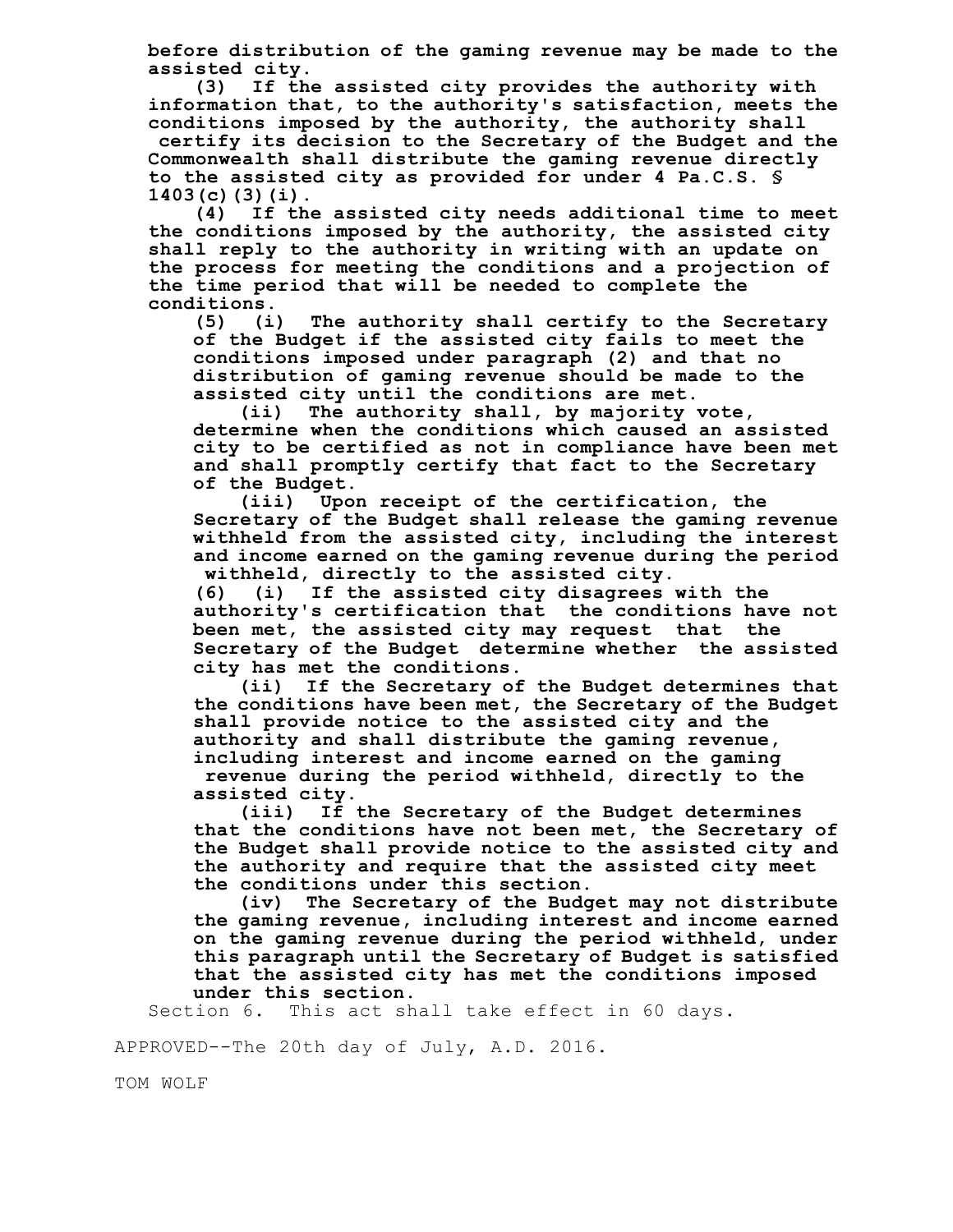**before distribution of the gaming revenue may be made to the assisted city.**

**(3) If the assisted city provides the authority with information that, to the authority's satisfaction, meets the conditions imposed by the authority, the authority shall certify its decision to the Secretary of the Budget and the Commonwealth shall distribute the gaming revenue directly to the assisted city as provided for under 4 Pa.C.S. § 1403(c)(3)(i).**

**(4) If the assisted city needs additional time to meet the conditions imposed by the authority, the assisted city shall reply to the authority in writing with an update on the process for meeting the conditions and a projection of the time period that will be needed to complete the conditions.**

**(5) (i) The authority shall certify to the Secretary of the Budget if the assisted city fails to meet the conditions imposed under paragraph (2) and that no distribution of gaming revenue should be made to the assisted city until the conditions are met.**

**(ii) The authority shall, by majority vote, determine when the conditions which caused an assisted city to be certified as not in compliance have been met and shall promptly certify that fact to the Secretary of the Budget.**

**(iii) Upon receipt of the certification, the Secretary of the Budget shall release the gaming revenue withheld from the assisted city, including the interest and income earned on the gaming revenue during the period withheld, directly to the assisted city.**

**(6) (i) If the assisted city disagrees with the authority's certification that the conditions have not been met, the assisted city may request that the Secretary of the Budget determine whether the assisted city has met the conditions.**

**(ii) If the Secretary of the Budget determines that the conditions have been met, the Secretary of the Budget shall provide notice to the assisted city and the authority and shall distribute the gaming revenue, including interest and income earned on the gaming revenue during the period withheld, directly to the assisted city.**

**(iii) If the Secretary of the Budget determines that the conditions have not been met, the Secretary of the Budget shall provide notice to the assisted city and the authority and require that the assisted city meet the conditions under this section.**

**(iv) The Secretary of the Budget may not distribute the gaming revenue, including interest and income earned on the gaming revenue during the period withheld, under this paragraph until the Secretary of Budget is satisfied that the assisted city has met the conditions imposed under this section.**

Section 6. This act shall take effect in 60 days.

APPROVED--The 20th day of July, A.D. 2016.

TOM WOLF